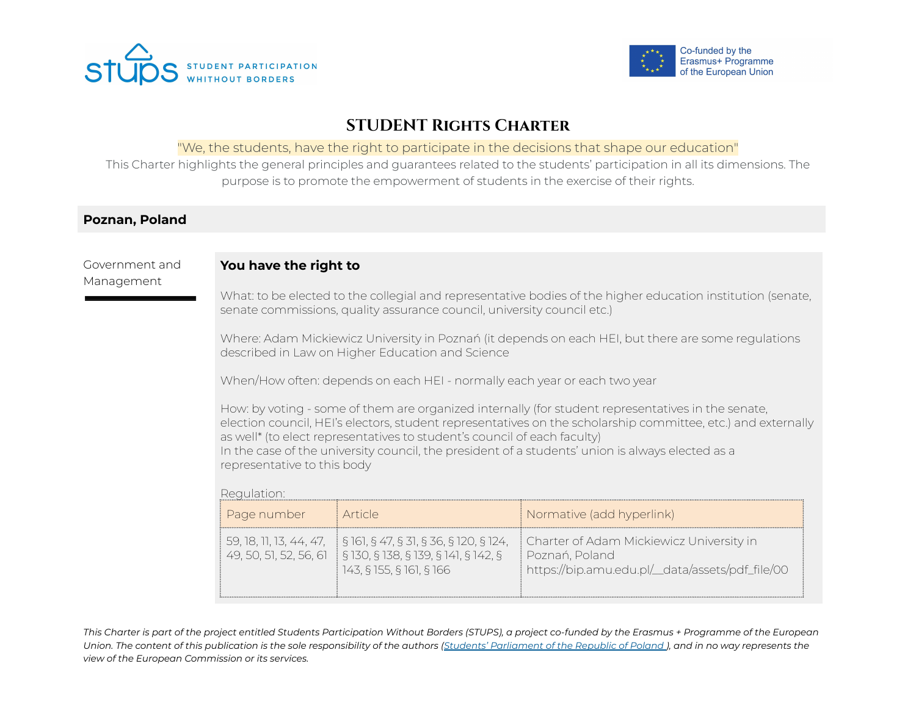STUPS STUDENT PARTICIPATION WHITHOUT BORDERS

Co-funded by the Erasmus+ Programme of the European Union

# STUDENT RIGHTS CHARTER

"We, the students, have the right to participate in the decisions that shape our education"

This Charter highlights the general principles and guarantees related to the students' participation in all its dimensions. The purpose is to promote the empowerment of students in the exercise of their rights.

## Poznan, Poland

### Government and Management

**You have the right to**

What: to be elected to the collegial and representative bodies of the higher education institution (senate, senate commissions, quality assurance council, university council etc.)

Where: Adam Mickiewicz University in Poznań (it depends on each HEI, but there are some regulations described in Law on Higher Education and Science

When/How often: depends on each HEI - normally each year or each two year

How: by voting - some of them are organized internally (for student representatives in the senate, election council, HEI's electors, student representatives on the scholarship committee, etc.) and externally as well* (to elect representatives to student's council of each faculty)
In the case of the university council, the president of a students' union is always elected as a representative to this body

Regulation:

| Page number | Article | Normative (add hyperlink) |
|---|---|---|
| 59, 18, 11, 13, 44, 47, 49, 50, 51, 52, 56, 61 | § 161, § 47, § 31, § 36, § 120, § 124, § 130, § 138, § 139, § 141, § 142, § 143, § 155, § 161, § 166 | Charter of Adam Mickiewicz University in Poznań, Poland https://bip.amu.edu.pl/__data/assets/pdf_file/00 |

*This Charter is part of the project entitled Students Participation Without Borders (STUPS), a project co-funded by the Erasmus + Programme of the European Union. The content of this publication is the sole responsibility of the authors (Students' Parliament of the Republic of Poland ), and in no way represents the view of the European Commission or its services.*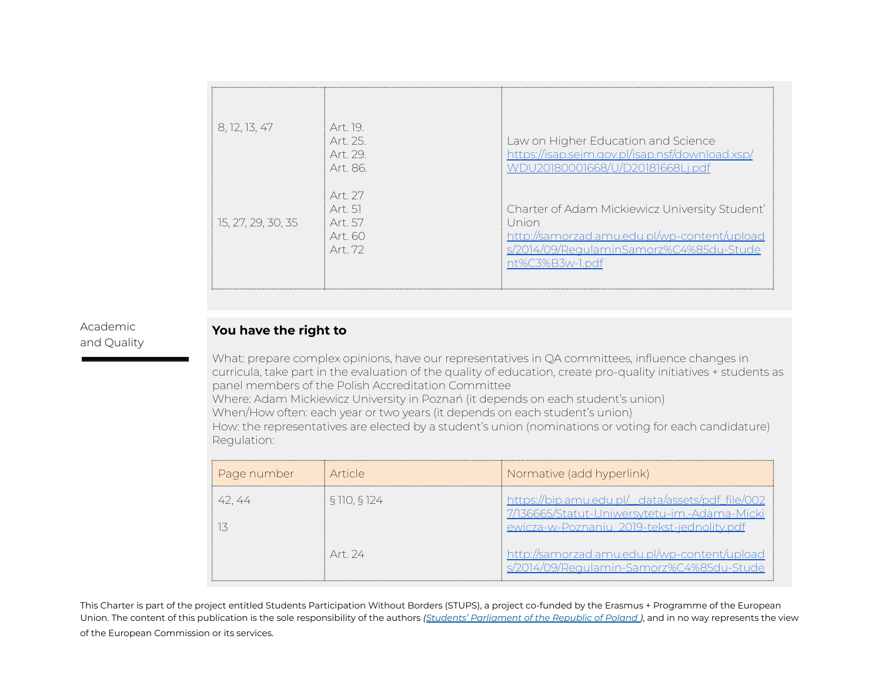| | | |
|---|---|---|
| 8, 12, 13, 47 | Art. 19.<br>Art. 25.<br>Art. 29.<br>Art. 86. | Law on Higher Education and Science<br>https://isap.sejm.gov.pl/isap.nsf/download.xsp/WDU20180001668/U/D20181668Lj.pdf |
| 15, 27, 29, 30, 35 | Art. 27<br>Art. 51<br>Art. 57<br>Art. 60<br>Art. 72 | Charter of Adam Mickiewicz University Student' Union<br>http://samorzad.amu.edu.pl/wp-content/uploads/2014/09/RegulaminSamorz%C4%85du-Student%C3%B3w-1.pdf |

## Academic and Quality

**You have the right to**

What: prepare complex opinions, have our representatives in QA committees, influence changes in curricula, take part in the evaluation of the quality of education, create pro-quality initiatives + students as panel members of the Polish Accreditation Committee
Where: Adam Mickiewicz University in Poznań (it depends on each student's union)
When/How often: each year or two years (it depends on each student's union)
How: the representatives are elected by a student's union (nominations or voting for each candidature)
Regulation:

| Page number | Article | Normative (add hyperlink) |
|---|---|---|
| 42, 44 | § 110, § 124 | https://bip.amu.edu.pl/__data/assets/pdf_file/0027/136665/Statut-Uniwersytetu-im.-Adama-Mickiewicza-w-Poznaniu_2019-tekst-jednolity.pdf |
| 13 | Art. 24 | http://samorzad.amu.edu.pl/wp-content/uploads/2014/09/Regulamin-Samorz%C4%85du-Stude |

This Charter is part of the project entitled Students Participation Without Borders (STUPS), a project co-funded by the Erasmus + Programme of the European Union. The content of this publication is the sole responsibility of the authors *(Students' Parliament of the Republic of Poland )*, and in no way represents the view of the European Commission or its services.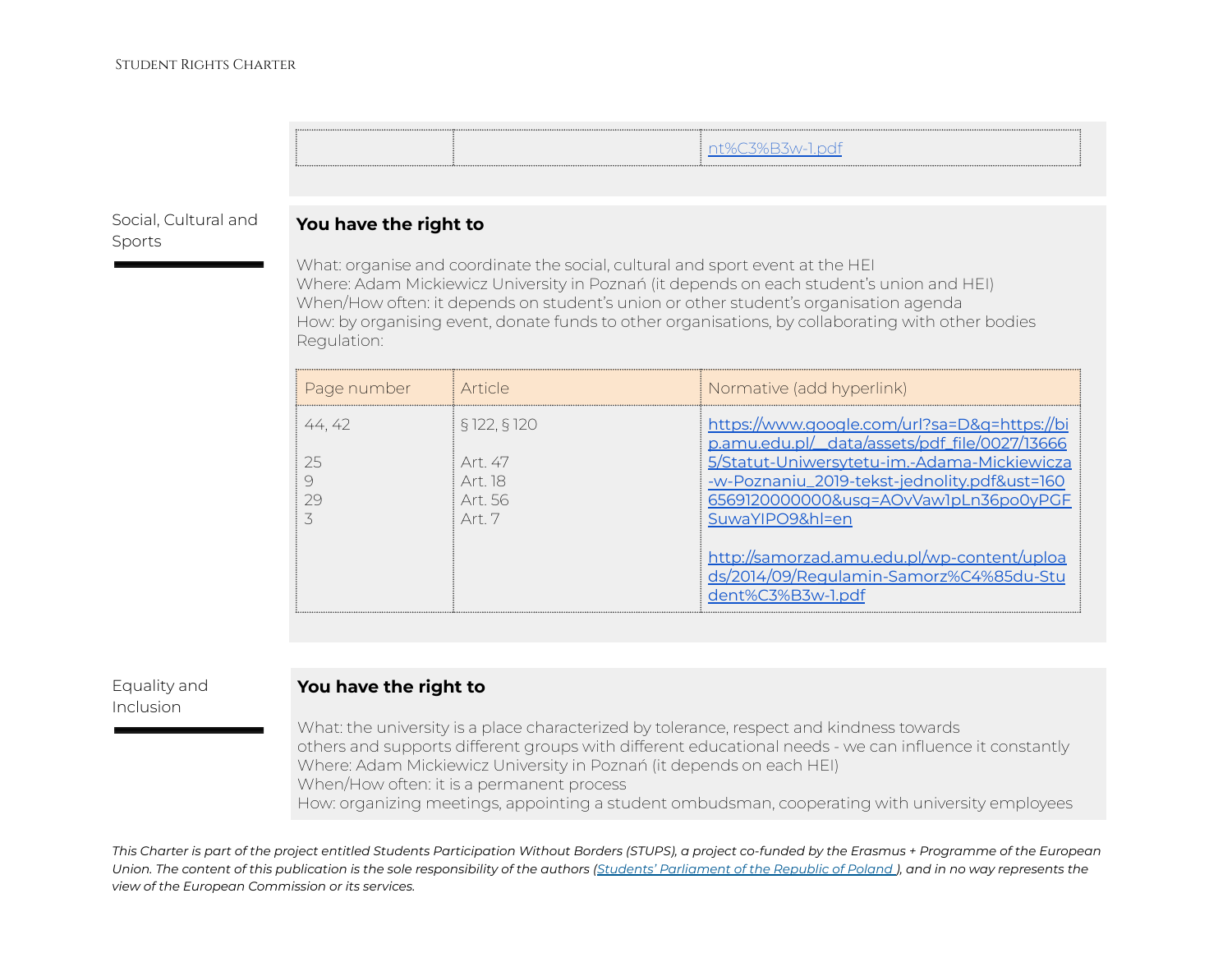| | | nt%C3%B3w-1.pdf |
|---|---|---|

## Social, Cultural and Sports

**You have the right to**

What: organise and coordinate the social, cultural and sport event at the HEI
Where: Adam Mickiewicz University in Poznań (it depends on each student's union and HEI)
When/How often: it depends on student's union or other student's organisation agenda
How: by organising event, donate funds to other organisations, by collaborating with other bodies
Regulation:

| Page number | Article | Normative (add hyperlink) |
|---|---|---|
| 44, 42<br><br>25<br>9<br>29<br>3 | § 122, § 120<br><br>Art. 47<br>Art. 18<br>Art. 56<br>Art. 7 | https://www.google.com/url?sa=D&q=https://bip.amu.edu.pl/__data/assets/pdf_file/0027/136665/Statut-Uniwersytetu-im.-Adama-Mickiewicza-w-Poznaniu_2019-tekst-jednolity.pdf&ust=1606569120000000&usg=AOvVaw1pLn36po0yPGFSuwaYIPO9&hl=en<br><br>http://samorzad.amu.edu.pl/wp-content/uploads/2014/09/Regulamin-Samorz%C4%85du-Student%C3%B3w-1.pdf |

## Equality and Inclusion

**You have the right to**

What: the university is a place characterized by tolerance, respect and kindness towards others and supports different groups with different educational needs - we can influence it constantly
Where: Adam Mickiewicz University in Poznań (it depends on each HEI)
When/How often: it is a permanent process
How: organizing meetings, appointing a student ombudsman, cooperating with university employees

*This Charter is part of the project entitled Students Participation Without Borders (STUPS), a project co-funded by the Erasmus + Programme of the European Union. The content of this publication is the sole responsibility of the authors (Students' Parliament of the Republic of Poland ), and in no way represents the view of the European Commission or its services.*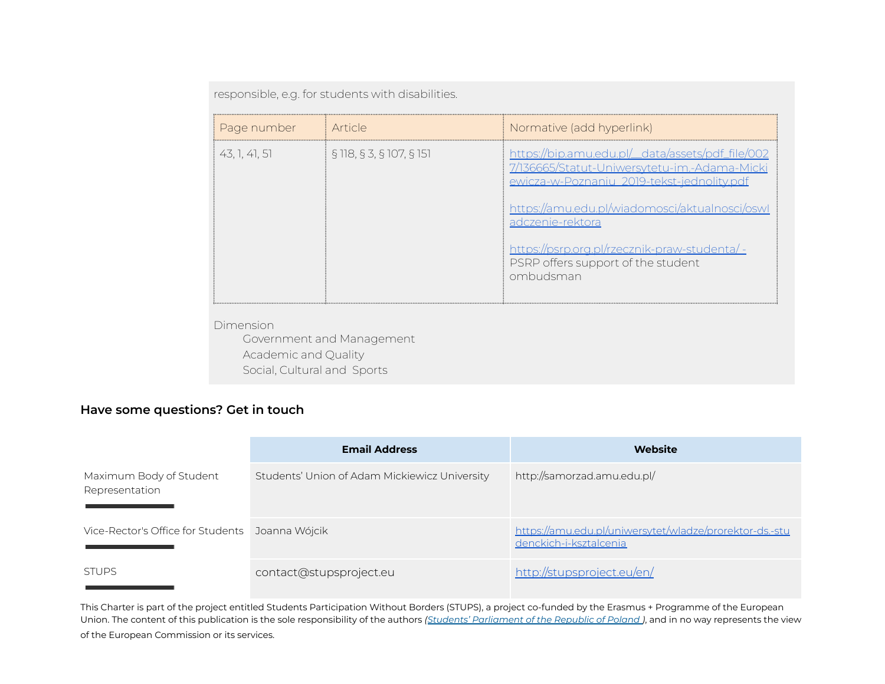responsible, e.g. for students with disabilities.

| Page number | Article | Normative (add hyperlink) |
|---|---|---|
| 43, 1, 41, 51 | § 118, § 3, § 107, § 151 | https://bip.amu.edu.pl/__data/assets/pdf_file/0027/136665/Statut-Uniwersytetu-im.-Adama-Mickiewicza-w-Poznaniu_2019-tekst-jednolity.pdf<br><br>https://amu.edu.pl/wiadomosci/aktualnosci/oswiadczenie-rektora<br><br>https://psrp.org.pl/rzecznik-praw-studenta/ - PSRP offers support of the student ombudsman |

Dimension
- Government and Management
- Academic and Quality
- Social, Cultural and Sports

## Have some questions? Get in touch

| | Email Address | Website |
|---|---|---|
| Maximum Body of Student Representation | Students' Union of Adam Mickiewicz University | http://samorzad.amu.edu.pl/ |
| Vice-Rector's Office for Students | Joanna Wójcik | https://amu.edu.pl/uniwersytet/wladze/prorektor-ds.-studenckich-i-ksztalcenia |
| STUPS | contact@stupsproject.eu | http://stupsproject.eu/en/ |

This Charter is part of the project entitled Students Participation Without Borders (STUPS), a project co-funded by the Erasmus + Programme of the European Union. The content of this publication is the sole responsibility of the authors *(Students' Parliament of the Republic of Poland )*, and in no way represents the view of the European Commission or its services.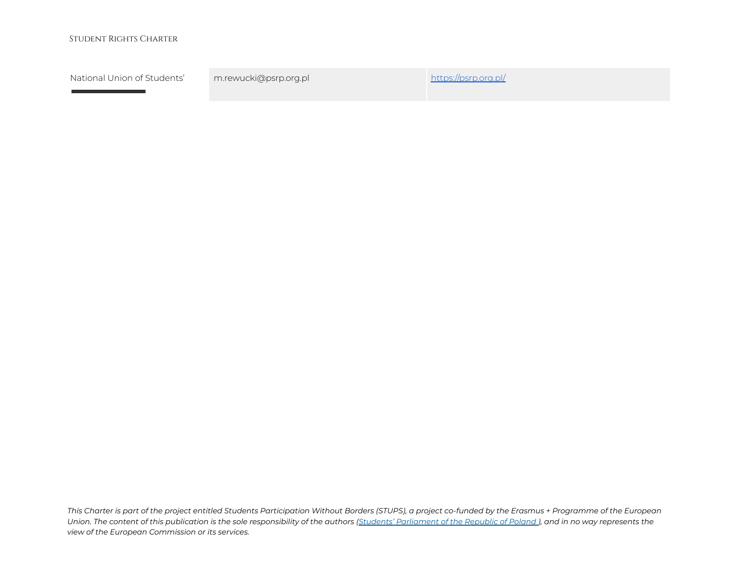| | | |
|---|---|---|
| National Union of Students’ | m.rewucki@psrp.org.pl | [https://psrp.org.pl/](https://psrp.org.pl/) |

*This Charter is part of the project entitled Students Participation Without Borders (STUPS), a project co-funded by the Erasmus + Programme of the European Union. The content of this publication is the sole responsibility of the authors (Students’ Parliament of the Republic of Poland ), and in no way represents the view of the European Commission or its services.*